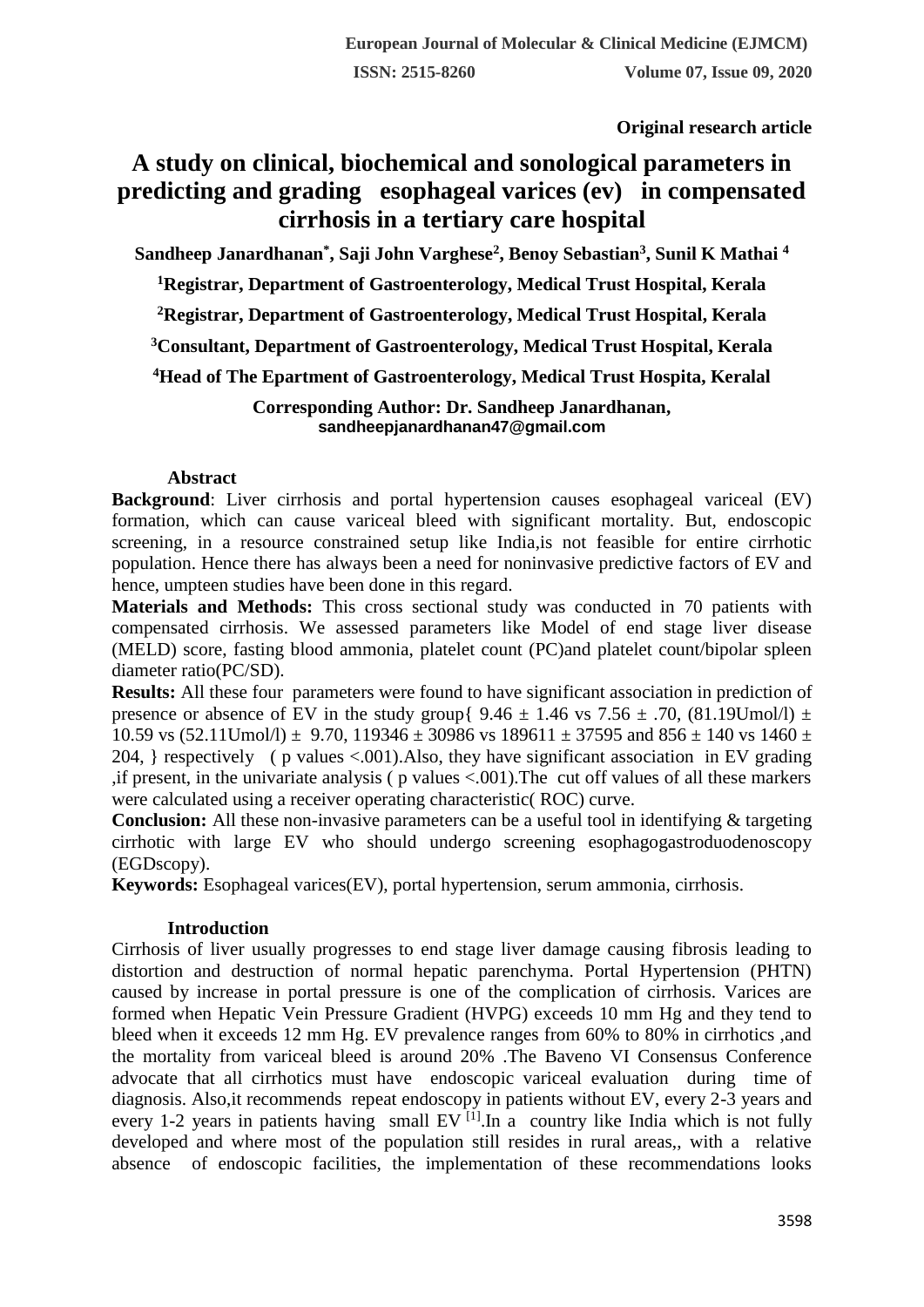**Original research article**

# A study on clinical, biochemical and sonological parameters in predicting and grading esophageal varices (ev) in compensated cirrhosis in a tertiary care hospital

**Sandheep Janardhanan*, Saji John Varghese[2], Benoy Sebastian[3], Sunil K Mathai [4]**

**[1]Registrar, Department of Gastroenterology, Medical Trust Hospital, Kerala**

**[2]Registrar, Department of Gastroenterology, Medical Trust Hospital, Kerala**

**[3]Consultant, Department of Gastroenterology, Medical Trust Hospital, Kerala**

**[4]Head of The Epartment of Gastroenterology, Medical Trust Hospita, Keralal**

**Corresponding Author: Dr. Sandheep Janardhanan,**
**sandheepjanardhanan47@gmail.com**

### Abstract

**Background**: Liver cirrhosis and portal hypertension causes esophageal variceal (EV) formation, which can cause variceal bleed with significant mortality. But, endoscopic screening, in a resource constrained setup like India,is not feasible for entire cirrhotic population. Hence there has always been a need for noninvasive predictive factors of EV and hence, umpteen studies have been done in this regard.

**Materials and Methods:** This cross sectional study was conducted in 70 patients with compensated cirrhosis. We assessed parameters like Model of end stage liver disease (MELD) score, fasting blood ammonia, platelet count (PC)and platelet count/bipolar spleen diameter ratio(PC/SD).

**Results:** All these four parameters were found to have significant association in prediction of presence or absence of EV in the study group{ 9.46 ± 1.46 vs 7.56 ± .70, (81.19Umol/l) ± 10.59 vs (52.11Umol/l) ± 9.70, 119346 ± 30986 vs 189611 ± 37595 and 856 ± 140 vs 1460 ± 204, } respectively ( p values <.001).Also, they have significant association in EV grading ,if present, in the univariate analysis ( p values <.001).The cut off values of all these markers were calculated using a receiver operating characteristic( ROC) curve.

**Conclusion:** All these non-invasive parameters can be a useful tool in identifying & targeting cirrhotic with large EV who should undergo screening esophagogastroduodenoscopy (EGDscopy).

**Keywords:** Esophageal varices(EV), portal hypertension, serum ammonia, cirrhosis.

### Introduction

Cirrhosis of liver usually progresses to end stage liver damage causing fibrosis leading to distortion and destruction of normal hepatic parenchyma. Portal Hypertension (PHTN) caused by increase in portal pressure is one of the complication of cirrhosis. Varices are formed when Hepatic Vein Pressure Gradient (HVPG) exceeds 10 mm Hg and they tend to bleed when it exceeds 12 mm Hg. EV prevalence ranges from 60% to 80% in cirrhotics ,and the mortality from variceal bleed is around 20% .The Baveno VI Consensus Conference advocate that all cirrhotics must have endoscopic variceal evaluation during time of diagnosis. Also,it recommends repeat endoscopy in patients without EV, every 2-3 years and every 1-2 years in patients having small EV [1].In a country like India which is not fully developed and where most of the population still resides in rural areas,, with a relative absence of endoscopic facilities, the implementation of these recommendations looks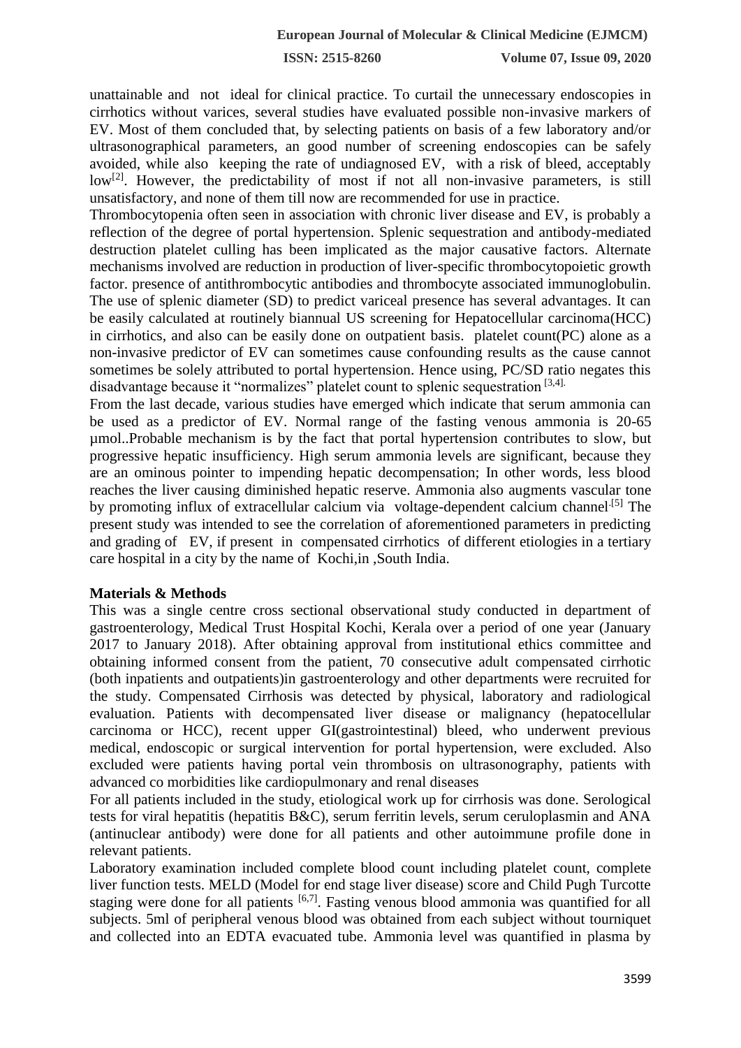unattainable and not ideal for clinical practice. To curtail the unnecessary endoscopies in cirrhotics without varices, several studies have evaluated possible non-invasive markers of EV. Most of them concluded that, by selecting patients on basis of a few laboratory and/or ultrasonographical parameters, an good number of screening endoscopies can be safely avoided, while also keeping the rate of undiagnosed EV, with a risk of bleed, acceptably low[2]. However, the predictability of most if not all non-invasive parameters, is still unsatisfactory, and none of them till now are recommended for use in practice.

Thrombocytopenia often seen in association with chronic liver disease and EV, is probably a reflection of the degree of portal hypertension. Splenic sequestration and antibody-mediated destruction platelet culling has been implicated as the major causative factors. Alternate mechanisms involved are reduction in production of liver-specific thrombocytopoietic growth factor. presence of antithrombocytic antibodies and thrombocyte associated immunoglobulin. The use of splenic diameter (SD) to predict variceal presence has several advantages. It can be easily calculated at routinely biannual US screening for Hepatocellular carcinoma(HCC) in cirrhotics, and also can be easily done on outpatient basis. platelet count(PC) alone as a non-invasive predictor of EV can sometimes cause confounding results as the cause cannot sometimes be solely attributed to portal hypertension. Hence using, PC/SD ratio negates this disadvantage because it "normalizes" platelet count to splenic sequestration [3,4].

From the last decade, various studies have emerged which indicate that serum ammonia can be used as a predictor of EV. Normal range of the fasting venous ammonia is 20-65 µmol..Probable mechanism is by the fact that portal hypertension contributes to slow, but progressive hepatic insufficiency. High serum ammonia levels are significant, because they are an ominous pointer to impending hepatic decompensation; In other words, less blood reaches the liver causing diminished hepatic reserve. Ammonia also augments vascular tone by promoting influx of extracellular calcium via voltage-dependent calcium channel.[5] The present study was intended to see the correlation of aforementioned parameters in predicting and grading of EV, if present in compensated cirrhotics of different etiologies in a tertiary care hospital in a city by the name of Kochi,in ,South India.

## Materials & Methods

This was a single centre cross sectional observational study conducted in department of gastroenterology, Medical Trust Hospital Kochi, Kerala over a period of one year (January 2017 to January 2018). After obtaining approval from institutional ethics committee and obtaining informed consent from the patient, 70 consecutive adult compensated cirrhotic (both inpatients and outpatients)in gastroenterology and other departments were recruited for the study. Compensated Cirrhosis was detected by physical, laboratory and radiological evaluation. Patients with decompensated liver disease or malignancy (hepatocellular carcinoma or HCC), recent upper GI(gastrointestinal) bleed, who underwent previous medical, endoscopic or surgical intervention for portal hypertension, were excluded. Also excluded were patients having portal vein thrombosis on ultrasonography, patients with advanced co morbidities like cardiopulmonary and renal diseases

For all patients included in the study, etiological work up for cirrhosis was done. Serological tests for viral hepatitis (hepatitis B&C), serum ferritin levels, serum ceruloplasmin and ANA (antinuclear antibody) were done for all patients and other autoimmune profile done in relevant patients.

Laboratory examination included complete blood count including platelet count, complete liver function tests. MELD (Model for end stage liver disease) score and Child Pugh Turcotte staging were done for all patients [6,7]. Fasting venous blood ammonia was quantified for all subjects. 5ml of peripheral venous blood was obtained from each subject without tourniquet and collected into an EDTA evacuated tube. Ammonia level was quantified in plasma by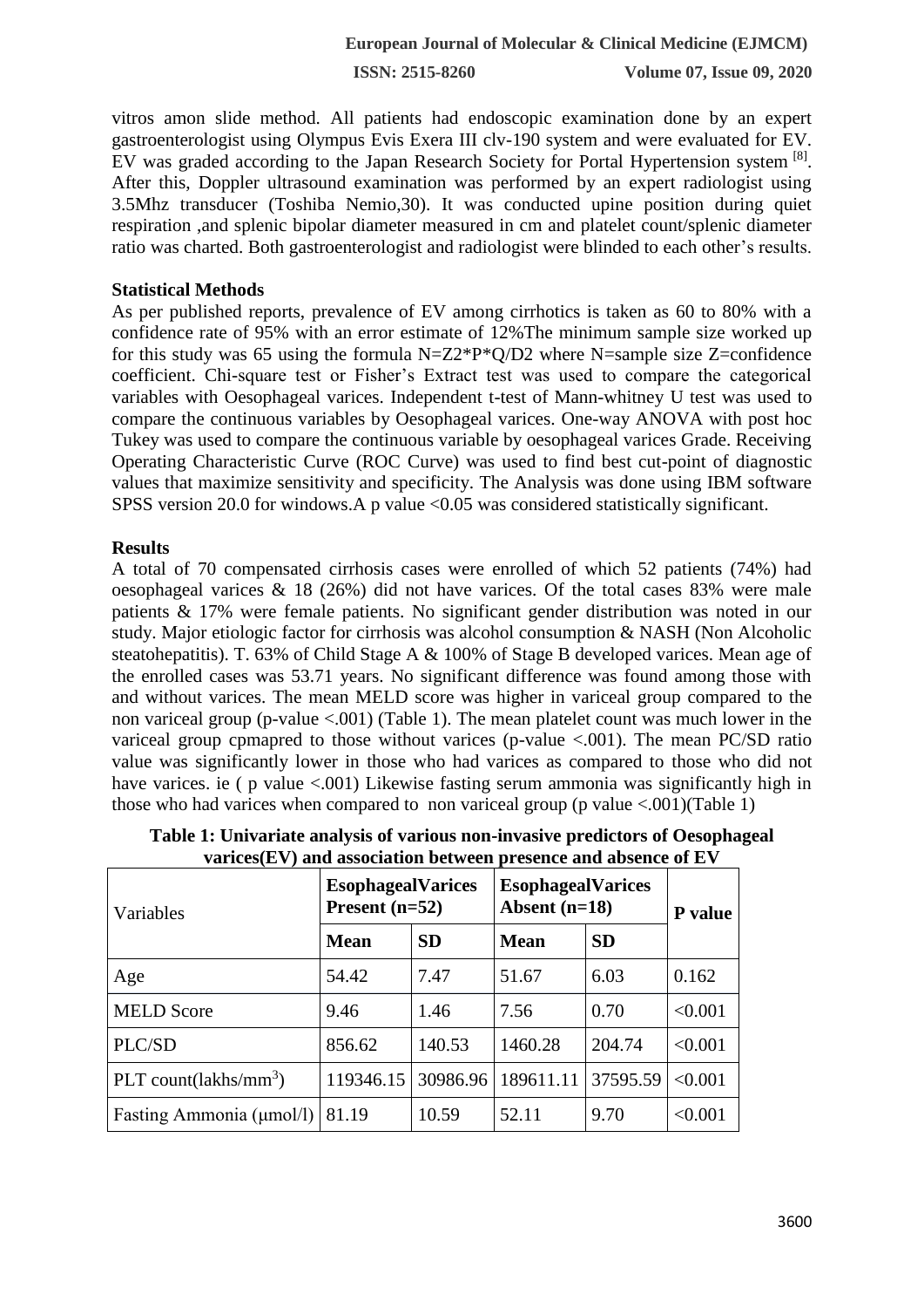vitros amon slide method. All patients had endoscopic examination done by an expert gastroenterologist using Olympus Evis Exera III clv-190 system and were evaluated for EV. EV was graded according to the Japan Research Society for Portal Hypertension system [8]. After this, Doppler ultrasound examination was performed by an expert radiologist using 3.5Mhz transducer (Toshiba Nemio,30). It was conducted upine position during quiet respiration ,and splenic bipolar diameter measured in cm and platelet count/splenic diameter ratio was charted. Both gastroenterologist and radiologist were blinded to each other's results.

**Statistical Methods**

As per published reports, prevalence of EV among cirrhotics is taken as 60 to 80% with a confidence rate of 95% with an error estimate of 12%The minimum sample size worked up for this study was 65 using the formula N=Z2*P*Q/D2 where N=sample size Z=confidence coefficient. Chi-square test or Fisher's Extract test was used to compare the categorical variables with Oesophageal varices. Independent t-test of Mann-whitney U test was used to compare the continuous variables by Oesophageal varices. One-way ANOVA with post hoc Tukey was used to compare the continuous variable by oesophageal varices Grade. Receiving Operating Characteristic Curve (ROC Curve) was used to find best cut-point of diagnostic values that maximize sensitivity and specificity. The Analysis was done using IBM software SPSS version 20.0 for windows.A p value <0.05 was considered statistically significant.

**Results**

A total of 70 compensated cirrhosis cases were enrolled of which 52 patients (74%) had oesophageal varices & 18 (26%) did not have varices. Of the total cases 83% were male patients & 17% were female patients. No significant gender distribution was noted in our study. Major etiologic factor for cirrhosis was alcohol consumption & NASH (Non Alcoholic steatohepatitis). T. 63% of Child Stage A & 100% of Stage B developed varices. Mean age of the enrolled cases was 53.71 years. No significant difference was found among those with and without varices. The mean MELD score was higher in variceal group compared to the non variceal group (p-value <.001) (Table 1). The mean platelet count was much lower in the variceal group cpmapred to those without varices (p-value <.001). The mean PC/SD ratio value was significantly lower in those who had varices as compared to those who did not have varices. ie ( p value <.001) Likewise fasting serum ammonia was significantly high in those who had varices when compared to non variceal group (p value <.001)(Table 1)

**Table 1: Univariate analysis of various non-invasive predictors of Oesophageal varices(EV) and association between presence and absence of EV**

| Variables | EsophagealVarices Present (n=52) | | EsophagealVarices Absent (n=18) | | P value |
|---|---|---|---|---|---|
| | **Mean** | **SD** | **Mean** | **SD** | |
| Age | 54.42 | 7.47 | 51.67 | 6.03 | 0.162 |
| MELD Score | 9.46 | 1.46 | 7.56 | 0.70 | <0.001 |
| PLC/SD | 856.62 | 140.53 | 1460.28 | 204.74 | <0.001 |
| PLT count(lakhs/mm$^3$) | 119346.15 | 30986.96 | 189611.11 | 37595.59 | <0.001 |
| Fasting Ammonia (μmol/l) | 81.19 | 10.59 | 52.11 | 9.70 | <0.001 |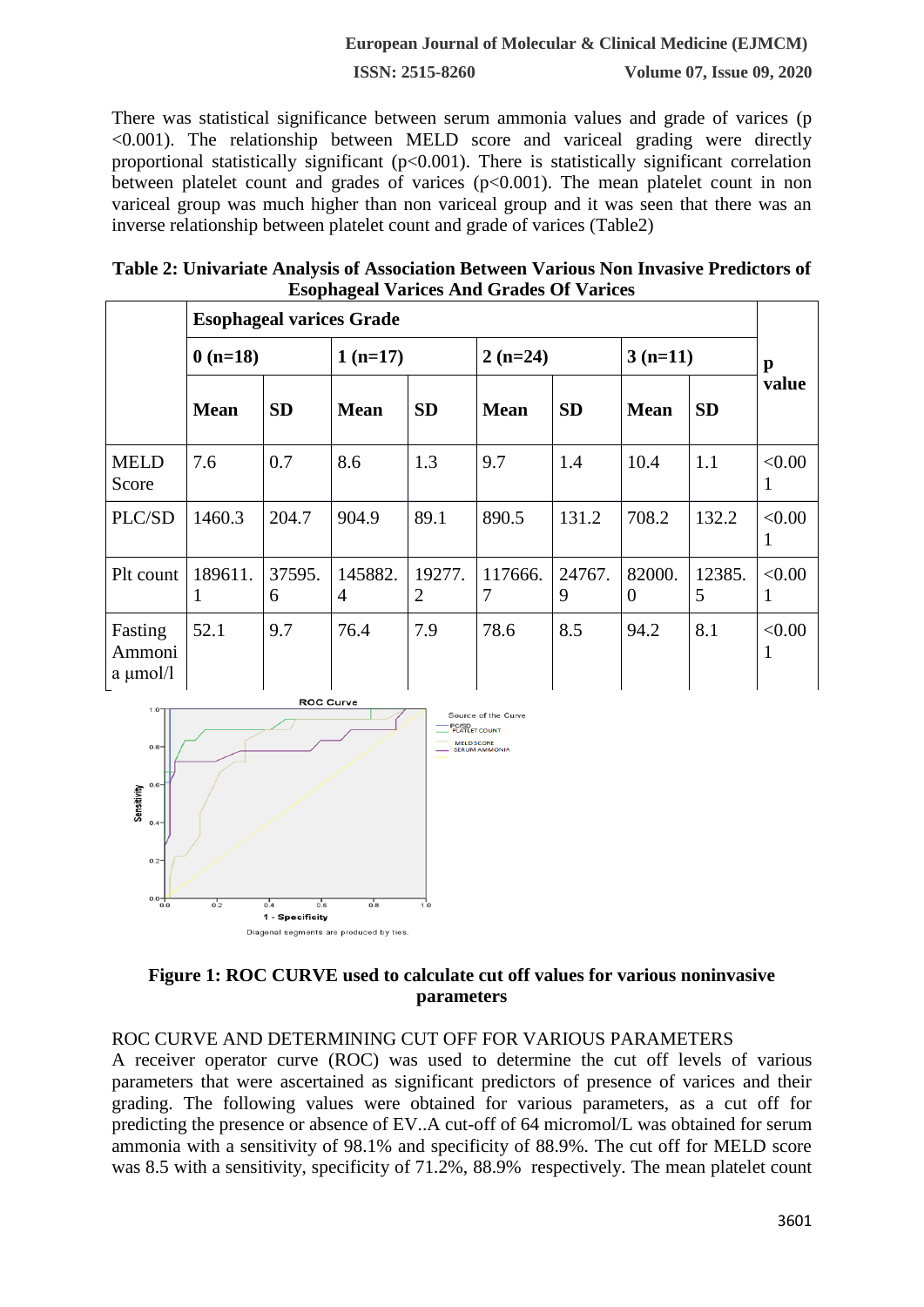There was statistical significance between serum ammonia values and grade of varices (p <0.001). The relationship between MELD score and variceal grading were directly proportional statistically significant (p<0.001). There is statistically significant correlation between platelet count and grades of varices (p<0.001). The mean platelet count in non variceal group was much higher than non variceal group and it was seen that there was an inverse relationship between platelet count and grade of varices (Table2)

**Table 2: Univariate Analysis of Association Between Various Non Invasive Predictors of Esophageal Varices And Grades Of Varices**

| | Esophageal varices Grade | | | | | | | | p value |
|---|---|---|---|---|---|---|---|---|---|
| | 0 (n=18) | | 1 (n=17) | | 2 (n=24) | | 3 (n=11) | | |
| | Mean | SD | Mean | SD | Mean | SD | Mean | SD | |
| MELD Score | 7.6 | 0.7 | 8.6 | 1.3 | 9.7 | 1.4 | 10.4 | 1.1 | <0.001 |
| PLC/SD | 1460.3 | 204.7 | 904.9 | 89.1 | 890.5 | 131.2 | 708.2 | 132.2 | <0.001 |
| Plt count | 189611.1 | 37595.6 | 145882.4 | 19277.2 | 117666.7 | 24767.9 | 82000.0 | 12385.5 | <0.001 |
| Fasting Ammonia µmol/l | 52.1 | 9.7 | 76.4 | 7.9 | 78.6 | 8.5 | 94.2 | 8.1 | <0.001 |

ROC Curve

Sensitivity

1 - Specificity

0.0 0.2 0.4 0.6 0.8 1.0

Source of the Curve

PC/SD

PLATELET COUNT

MELD SCORE

SERUM AMMONIA

Diagonal segments are produced by ties.

**Figure 1: ROC CURVE used to calculate cut off values for various noninvasive parameters**

ROC CURVE AND DETERMINING CUT OFF FOR VARIOUS PARAMETERS

A receiver operator curve (ROC) was used to determine the cut off levels of various parameters that were ascertained as significant predictors of presence of varices and their grading. The following values were obtained for various parameters, as a cut off for predicting the presence or absence of EV..A cut-off of 64 micromol/L was obtained for serum ammonia with a sensitivity of 98.1% and specificity of 88.9%. The cut off for MELD score was 8.5 with a sensitivity, specificity of 71.2%, 88.9% respectively. The mean platelet count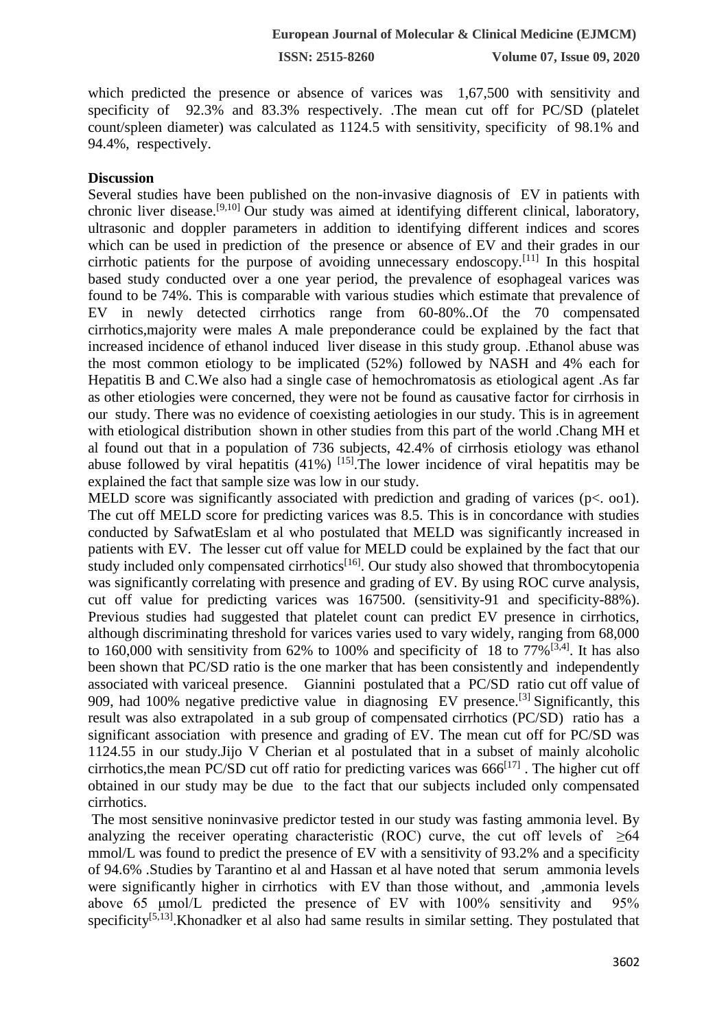which predicted the presence or absence of varices was 1,67,500 with sensitivity and specificity of 92.3% and 83.3% respectively. .The mean cut off for PC/SD (platelet count/spleen diameter) was calculated as 1124.5 with sensitivity, specificity of 98.1% and 94.4%, respectively.

**Discussion**

Several studies have been published on the non-invasive diagnosis of EV in patients with chronic liver disease.[9,10] Our study was aimed at identifying different clinical, laboratory, ultrasonic and doppler parameters in addition to identifying different indices and scores which can be used in prediction of the presence or absence of EV and their grades in our cirrhotic patients for the purpose of avoiding unnecessary endoscopy.[11] In this hospital based study conducted over a one year period, the prevalence of esophageal varices was found to be 74%. This is comparable with various studies which estimate that prevalence of EV in newly detected cirrhotics range from 60-80%..Of the 70 compensated cirrhotics,majority were males A male preponderance could be explained by the fact that increased incidence of ethanol induced liver disease in this study group. .Ethanol abuse was the most common etiology to be implicated (52%) followed by NASH and 4% each for Hepatitis B and C.We also had a single case of hemochromatosis as etiological agent .As far as other etiologies were concerned, they were not be found as causative factor for cirrhosis in our study. There was no evidence of coexisting aetiologies in our study. This is in agreement with etiological distribution shown in other studies from this part of the world .Chang MH et al found out that in a population of 736 subjects, 42.4% of cirrhosis etiology was ethanol abuse followed by viral hepatitis (41%) [15].The lower incidence of viral hepatitis may be explained the fact that sample size was low in our study.

MELD score was significantly associated with prediction and grading of varices (p<. oo1). The cut off MELD score for predicting varices was 8.5. This is in concordance with studies conducted by SafwatEslam et al who postulated that MELD was significantly increased in patients with EV. The lesser cut off value for MELD could be explained by the fact that our study included only compensated cirrhotics[16]. Our study also showed that thrombocytopenia was significantly correlating with presence and grading of EV. By using ROC curve analysis, cut off value for predicting varices was 167500. (sensitivity-91 and specificity-88%). Previous studies had suggested that platelet count can predict EV presence in cirrhotics, although discriminating threshold for varices varies used to vary widely, ranging from 68,000 to 160,000 with sensitivity from 62% to 100% and specificity of 18 to 77%[3,4]. It has also been shown that PC/SD ratio is the one marker that has been consistently and independently associated with variceal presence. Giannini postulated that a PC/SD ratio cut off value of 909, had 100% negative predictive value in diagnosing EV presence.[3] Significantly, this result was also extrapolated in a sub group of compensated cirrhotics (PC/SD) ratio has a significant association with presence and grading of EV. The mean cut off for PC/SD was 1124.55 in our study.Jijo V Cherian et al postulated that in a subset of mainly alcoholic cirrhotics,the mean PC/SD cut off ratio for predicting varices was 666[17] . The higher cut off obtained in our study may be due to the fact that our subjects included only compensated cirrhotics.

The most sensitive noninvasive predictor tested in our study was fasting ammonia level. By analyzing the receiver operating characteristic (ROC) curve, the cut off levels of $\geq 64$ mmol/L was found to predict the presence of EV with a sensitivity of 93.2% and a specificity of 94.6% .Studies by Tarantino et al and Hassan et al have noted that serum ammonia levels were significantly higher in cirrhotics with EV than those without, and ,ammonia levels above 65 μmol/L predicted the presence of EV with 100% sensitivity and 95% specificity[5,13].Khonadker et al also had same results in similar setting. They postulated that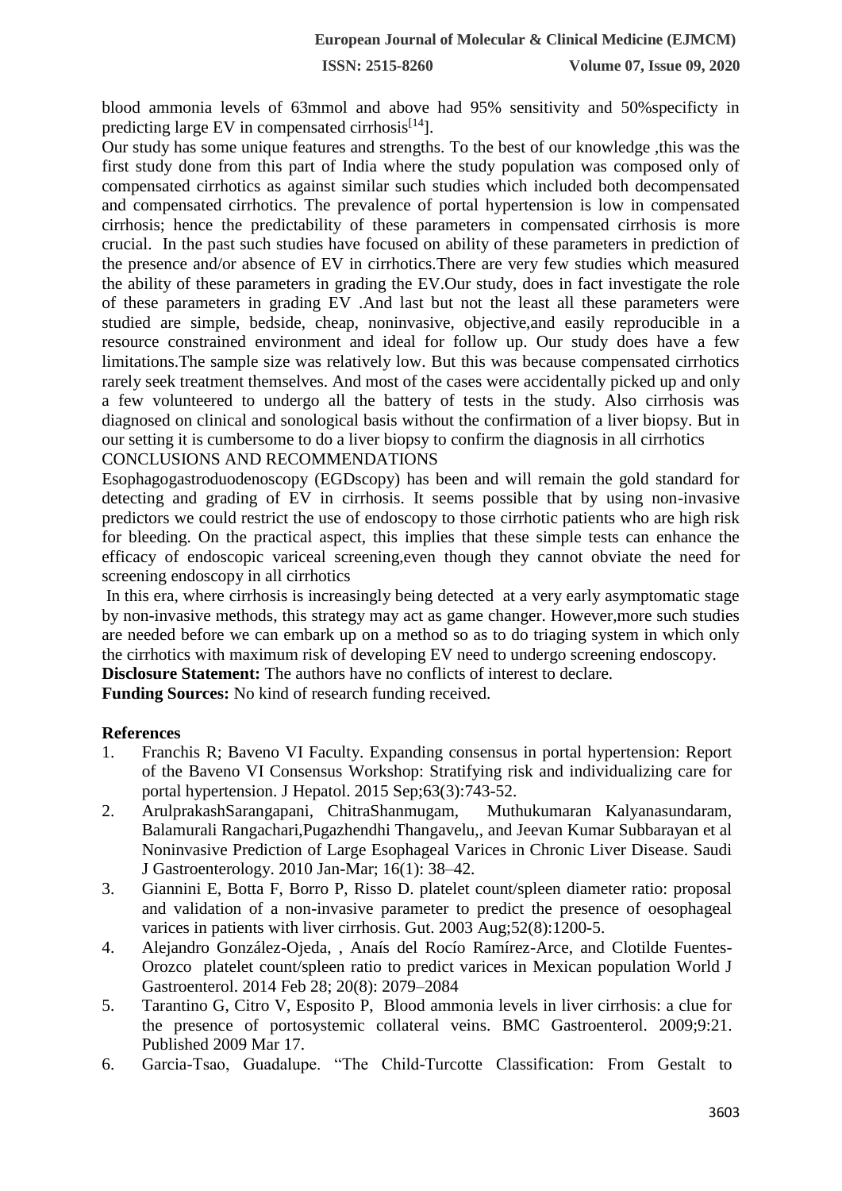blood ammonia levels of 63mmol and above had 95% sensitivity and 50%specificty in predicting large EV in compensated cirrhosis[14].

Our study has some unique features and strengths. To the best of our knowledge ,this was the first study done from this part of India where the study population was composed only of compensated cirrhotics as against similar such studies which included both decompensated and compensated cirrhotics. The prevalence of portal hypertension is low in compensated cirrhosis; hence the predictability of these parameters in compensated cirrhosis is more crucial. In the past such studies have focused on ability of these parameters in prediction of the presence and/or absence of EV in cirrhotics.There are very few studies which measured the ability of these parameters in grading the EV.Our study, does in fact investigate the role of these parameters in grading EV .And last but not the least all these parameters were studied are simple, bedside, cheap, noninvasive, objective,and easily reproducible in a resource constrained environment and ideal for follow up. Our study does have a few limitations.The sample size was relatively low. But this was because compensated cirrhotics rarely seek treatment themselves. And most of the cases were accidentally picked up and only a few volunteered to undergo all the battery of tests in the study. Also cirrhosis was diagnosed on clinical and sonological basis without the confirmation of a liver biopsy. But in our setting it is cumbersome to do a liver biopsy to confirm the diagnosis in all cirrhotics

## CONCLUSIONS AND RECOMMENDATIONS

Esophagogastroduodenoscopy (EGDscopy) has been and will remain the gold standard for detecting and grading of EV in cirrhosis. It seems possible that by using non-invasive predictors we could restrict the use of endoscopy to those cirrhotic patients who are high risk for bleeding. On the practical aspect, this implies that these simple tests can enhance the efficacy of endoscopic variceal screening,even though they cannot obviate the need for screening endoscopy in all cirrhotics

In this era, where cirrhosis is increasingly being detected at a very early asymptomatic stage by non-invasive methods, this strategy may act as game changer. However,more such studies are needed before we can embark up on a method so as to do triaging system in which only the cirrhotics with maximum risk of developing EV need to undergo screening endoscopy.

**Disclosure Statement:** The authors have no conflicts of interest to declare.

**Funding Sources:** No kind of research funding received.

## References

1. Franchis R; Baveno VI Faculty. Expanding consensus in portal hypertension: Report of the Baveno VI Consensus Workshop: Stratifying risk and individualizing care for portal hypertension. J Hepatol. 2015 Sep;63(3):743-52.
2. ArulprakashSarangapani, ChitraShanmugam, Muthukumaran Kalyanasundaram, Balamurali Rangachari,Pugazhendhi Thangavelu,, and Jeevan Kumar Subbarayan et al Noninvasive Prediction of Large Esophageal Varices in Chronic Liver Disease. Saudi J Gastroenterology. 2010 Jan-Mar; 16(1): 38–42.
3. Giannini E, Botta F, Borro P, Risso D. platelet count/spleen diameter ratio: proposal and validation of a non-invasive parameter to predict the presence of oesophageal varices in patients with liver cirrhosis. Gut. 2003 Aug;52(8):1200-5.
4. Alejandro González-Ojeda, , Anaís del Rocío Ramírez-Arce, and Clotilde Fuentes-Orozco platelet count/spleen ratio to predict varices in Mexican population World J Gastroenterol. 2014 Feb 28; 20(8): 2079–2084
5. Tarantino G, Citro V, Esposito P, Blood ammonia levels in liver cirrhosis: a clue for the presence of portosystemic collateral veins. BMC Gastroenterol. 2009;9:21. Published 2009 Mar 17.
6. Garcia-Tsao, Guadalupe. "The Child-Turcotte Classification: From Gestalt to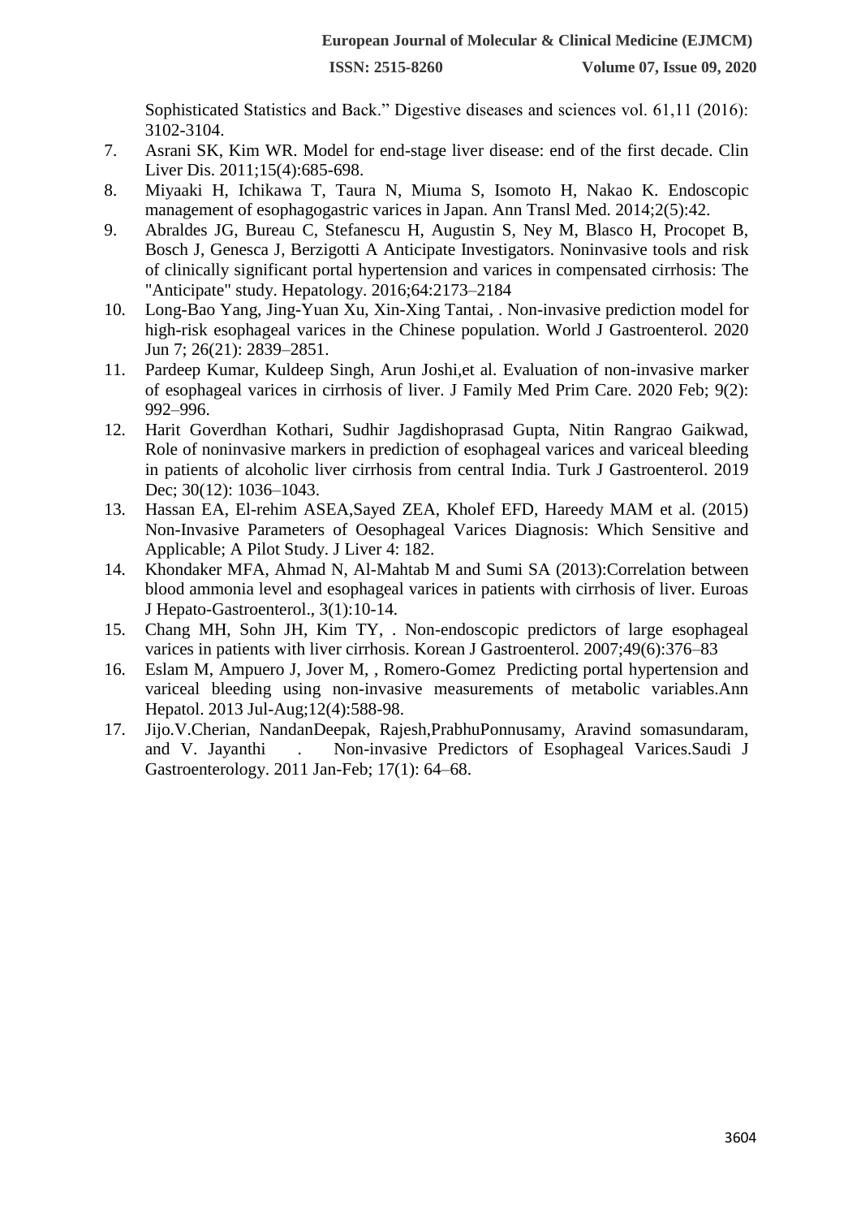Sophisticated Statistics and Back." Digestive diseases and sciences vol. 61,11 (2016): 3102-3104.

7. Asrani SK, Kim WR. Model for end-stage liver disease: end of the first decade. Clin Liver Dis. 2011;15(4):685-698.
8. Miyaaki H, Ichikawa T, Taura N, Miuma S, Isomoto H, Nakao K. Endoscopic management of esophagogastric varices in Japan. Ann Transl Med. 2014;2(5):42.
9. Abraldes JG, Bureau C, Stefanescu H, Augustin S, Ney M, Blasco H, Procopet B, Bosch J, Genesca J, Berzigotti A Anticipate Investigators. Noninvasive tools and risk of clinically significant portal hypertension and varices in compensated cirrhosis: The "Anticipate" study. Hepatology. 2016;64:2173–2184
10. Long-Bao Yang, Jing-Yuan Xu, Xin-Xing Tantai, . Non-invasive prediction model for high-risk esophageal varices in the Chinese population. World J Gastroenterol. 2020 Jun 7; 26(21): 2839–2851.
11. Pardeep Kumar, Kuldeep Singh, Arun Joshi,et al. Evaluation of non-invasive marker of esophageal varices in cirrhosis of liver. J Family Med Prim Care. 2020 Feb; 9(2): 992–996.
12. Harit Goverdhan Kothari, Sudhir Jagdishoprasad Gupta, Nitin Rangrao Gaikwad, Role of noninvasive markers in prediction of esophageal varices and variceal bleeding in patients of alcoholic liver cirrhosis from central India. Turk J Gastroenterol. 2019 Dec; 30(12): 1036–1043.
13. Hassan EA, El-rehim ASEA,Sayed ZEA, Kholef EFD, Hareedy MAM et al. (2015) Non-Invasive Parameters of Oesophageal Varices Diagnosis: Which Sensitive and Applicable; A Pilot Study. J Liver 4: 182.
14. Khondaker MFA, Ahmad N, Al-Mahtab M and Sumi SA (2013):Correlation between blood ammonia level and esophageal varices in patients with cirrhosis of liver. Euroas J Hepato-Gastroenterol., 3(1):10-14.
15. Chang MH, Sohn JH, Kim TY, . Non-endoscopic predictors of large esophageal varices in patients with liver cirrhosis. Korean J Gastroenterol. 2007;49(6):376–83
16. Eslam M, Ampuero J, Jover M, , Romero-Gomez Predicting portal hypertension and variceal bleeding using non-invasive measurements of metabolic variables.Ann Hepatol. 2013 Jul-Aug;12(4):588-98.
17. Jijo.V.Cherian, NandanDeepak, Rajesh,PrabhuPonnusamy, Aravind somasundaram, and V. Jayanthi . Non-invasive Predictors of Esophageal Varices.Saudi J Gastroenterology. 2011 Jan-Feb; 17(1): 64–68.